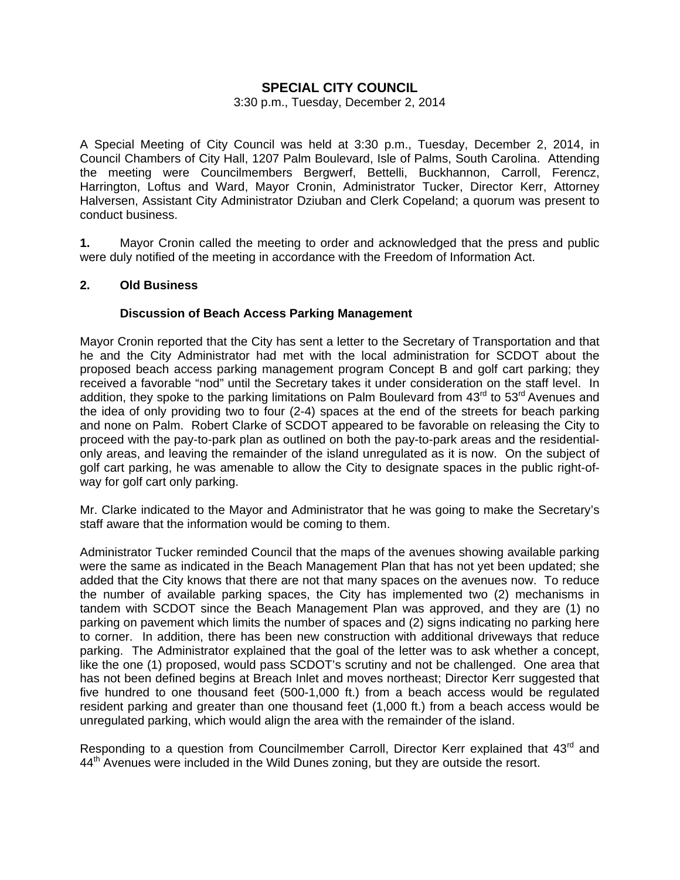# SPECIAL CITY COUNCIL

3:30 p.m., Tuesday, December 2, 2014

A Special Meeting of City Council was held at 3:30 p.m., Tuesday, December 2, 2014, in Council Chambers of City Hall, 1207 Palm Boulevard, Isle of Palms, South Carolina. Attending the meeting were Councilmembers Bergwerf, Bettelli, Buckhannon, Carroll, Ferencz, Harrington, Loftus and Ward, Mayor Cronin, Administrator Tucker, Director Kerr, Attorney Halversen, Assistant City Administrator Dziuban and Clerk Copeland; a quorum was present to conduct business.

**1.** Mayor Cronin called the meeting to order and acknowledged that the press and public were duly notified of the meeting in accordance with the Freedom of Information Act.

**2. Old Business**

**Discussion of Beach Access Parking Management**

Mayor Cronin reported that the City has sent a letter to the Secretary of Transportation and that he and the City Administrator had met with the local administration for SCDOT about the proposed beach access parking management program Concept B and golf cart parking; they received a favorable "nod" until the Secretary takes it under consideration on the staff level. In addition, they spoke to the parking limitations on Palm Boulevard from 43rd to 53rd Avenues and the idea of only providing two to four (2-4) spaces at the end of the streets for beach parking and none on Palm. Robert Clarke of SCDOT appeared to be favorable on releasing the City to proceed with the pay-to-park plan as outlined on both the pay-to-park areas and the residential-only areas, and leaving the remainder of the island unregulated as it is now. On the subject of golf cart parking, he was amenable to allow the City to designate spaces in the public right-of-way for golf cart only parking.

Mr. Clarke indicated to the Mayor and Administrator that he was going to make the Secretary's staff aware that the information would be coming to them.

Administrator Tucker reminded Council that the maps of the avenues showing available parking were the same as indicated in the Beach Management Plan that has not yet been updated; she added that the City knows that there are not that many spaces on the avenues now. To reduce the number of available parking spaces, the City has implemented two (2) mechanisms in tandem with SCDOT since the Beach Management Plan was approved, and they are (1) no parking on pavement which limits the number of spaces and (2) signs indicating no parking here to corner. In addition, there has been new construction with additional driveways that reduce parking. The Administrator explained that the goal of the letter was to ask whether a concept, like the one (1) proposed, would pass SCDOT's scrutiny and not be challenged. One area that has not been defined begins at Breach Inlet and moves northeast; Director Kerr suggested that five hundred to one thousand feet (500-1,000 ft.) from a beach access would be regulated resident parking and greater than one thousand feet (1,000 ft.) from a beach access would be unregulated parking, which would align the area with the remainder of the island.

Responding to a question from Councilmember Carroll, Director Kerr explained that 43rd and 44th Avenues were included in the Wild Dunes zoning, but they are outside the resort.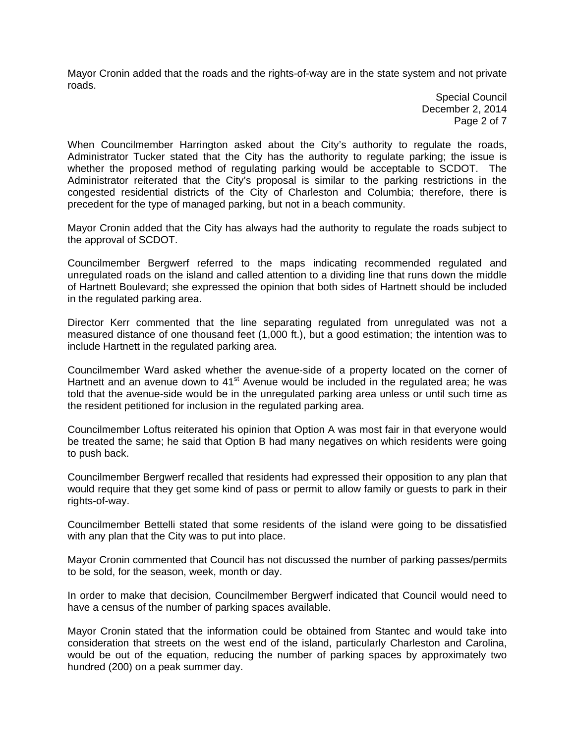Mayor Cronin added that the roads and the rights-of-way are in the state system and not private roads.

When Councilmember Harrington asked about the City's authority to regulate the roads, Administrator Tucker stated that the City has the authority to regulate parking; the issue is whether the proposed method of regulating parking would be acceptable to SCDOT. The Administrator reiterated that the City's proposal is similar to the parking restrictions in the congested residential districts of the City of Charleston and Columbia; therefore, there is precedent for the type of managed parking, but not in a beach community.

Mayor Cronin added that the City has always had the authority to regulate the roads subject to the approval of SCDOT.

Councilmember Bergwerf referred to the maps indicating recommended regulated and unregulated roads on the island and called attention to a dividing line that runs down the middle of Hartnett Boulevard; she expressed the opinion that both sides of Hartnett should be included in the regulated parking area.

Director Kerr commented that the line separating regulated from unregulated was not a measured distance of one thousand feet (1,000 ft.), but a good estimation; the intention was to include Hartnett in the regulated parking area.

Councilmember Ward asked whether the avenue-side of a property located on the corner of Hartnett and an avenue down to 41st Avenue would be included in the regulated area; he was told that the avenue-side would be in the unregulated parking area unless or until such time as the resident petitioned for inclusion in the regulated parking area.

Councilmember Loftus reiterated his opinion that Option A was most fair in that everyone would be treated the same; he said that Option B had many negatives on which residents were going to push back.

Councilmember Bergwerf recalled that residents had expressed their opposition to any plan that would require that they get some kind of pass or permit to allow family or guests to park in their rights-of-way.

Councilmember Bettelli stated that some residents of the island were going to be dissatisfied with any plan that the City was to put into place.

Mayor Cronin commented that Council has not discussed the number of parking passes/permits to be sold, for the season, week, month or day.

In order to make that decision, Councilmember Bergwerf indicated that Council would need to have a census of the number of parking spaces available.

Mayor Cronin stated that the information could be obtained from Stantec and would take into consideration that streets on the west end of the island, particularly Charleston and Carolina, would be out of the equation, reducing the number of parking spaces by approximately two hundred (200) on a peak summer day.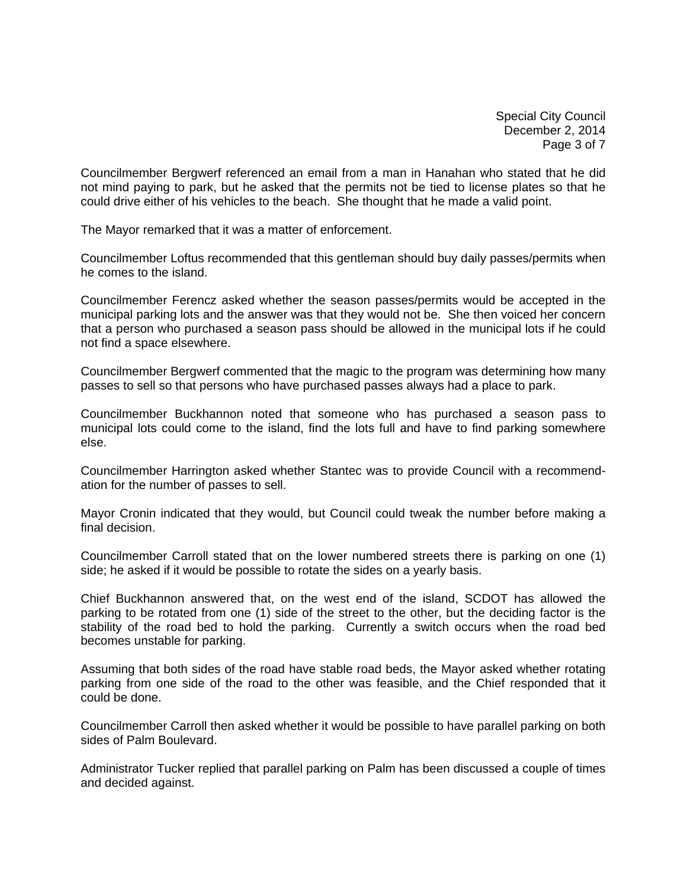Councilmember Bergwerf referenced an email from a man in Hanahan who stated that he did not mind paying to park, but he asked that the permits not be tied to license plates so that he could drive either of his vehicles to the beach. She thought that he made a valid point.

The Mayor remarked that it was a matter of enforcement.

Councilmember Loftus recommended that this gentleman should buy daily passes/permits when he comes to the island.

Councilmember Ferencz asked whether the season passes/permits would be accepted in the municipal parking lots and the answer was that they would not be. She then voiced her concern that a person who purchased a season pass should be allowed in the municipal lots if he could not find a space elsewhere.

Councilmember Bergwerf commented that the magic to the program was determining how many passes to sell so that persons who have purchased passes always had a place to park.

Councilmember Buckhannon noted that someone who has purchased a season pass to municipal lots could come to the island, find the lots full and have to find parking somewhere else.

Councilmember Harrington asked whether Stantec was to provide Council with a recommendation for the number of passes to sell.

Mayor Cronin indicated that they would, but Council could tweak the number before making a final decision.

Councilmember Carroll stated that on the lower numbered streets there is parking on one (1) side; he asked if it would be possible to rotate the sides on a yearly basis.

Chief Buckhannon answered that, on the west end of the island, SCDOT has allowed the parking to be rotated from one (1) side of the street to the other, but the deciding factor is the stability of the road bed to hold the parking. Currently a switch occurs when the road bed becomes unstable for parking.

Assuming that both sides of the road have stable road beds, the Mayor asked whether rotating parking from one side of the road to the other was feasible, and the Chief responded that it could be done.

Councilmember Carroll then asked whether it would be possible to have parallel parking on both sides of Palm Boulevard.

Administrator Tucker replied that parallel parking on Palm has been discussed a couple of times and decided against.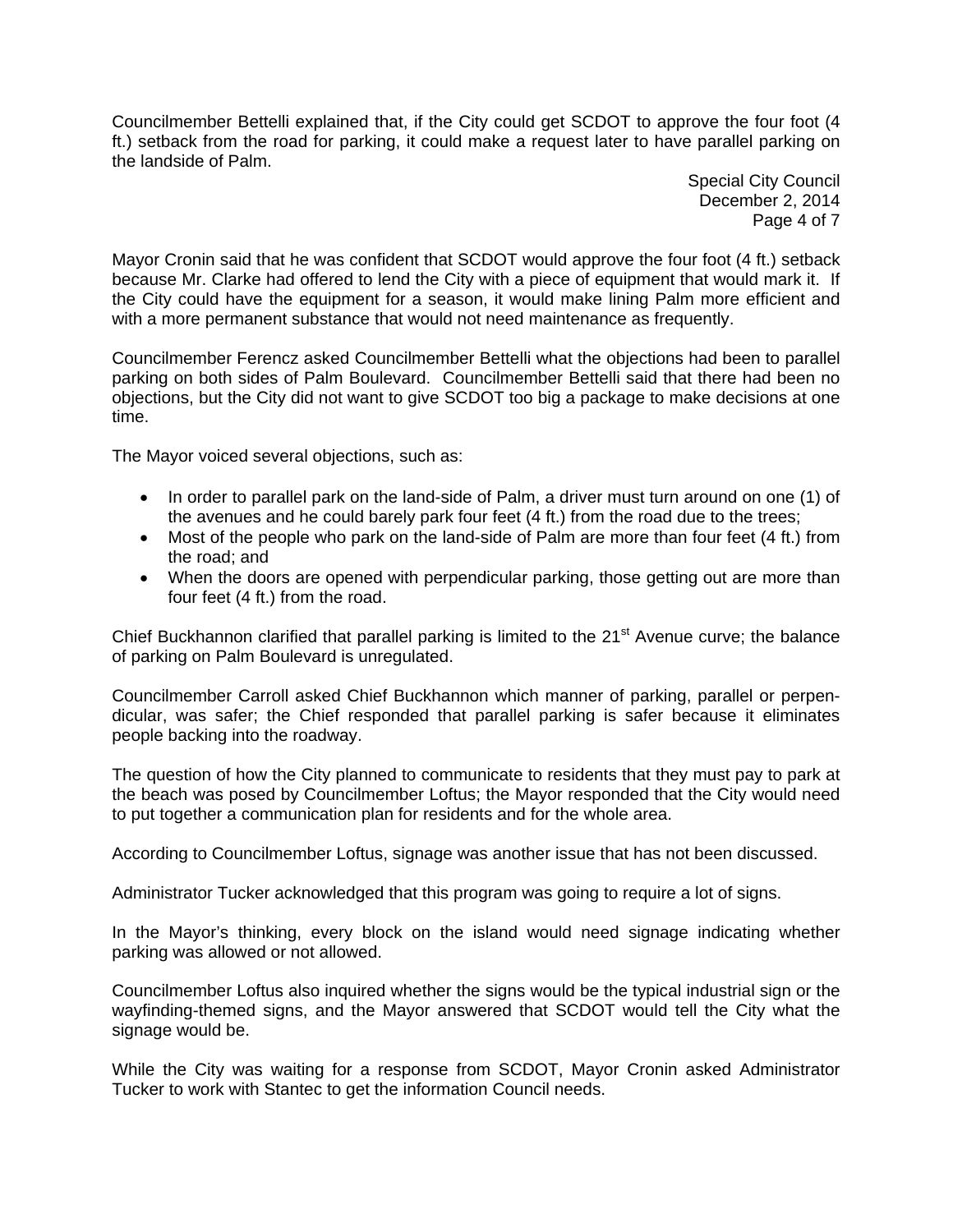Councilmember Bettelli explained that, if the City could get SCDOT to approve the four foot (4 ft.) setback from the road for parking, it could make a request later to have parallel parking on the landside of Palm.

Mayor Cronin said that he was confident that SCDOT would approve the four foot (4 ft.) setback because Mr. Clarke had offered to lend the City with a piece of equipment that would mark it. If the City could have the equipment for a season, it would make lining Palm more efficient and with a more permanent substance that would not need maintenance as frequently.

Councilmember Ferencz asked Councilmember Bettelli what the objections had been to parallel parking on both sides of Palm Boulevard. Councilmember Bettelli said that there had been no objections, but the City did not want to give SCDOT too big a package to make decisions at one time.

The Mayor voiced several objections, such as:

- In order to parallel park on the land-side of Palm, a driver must turn around on one (1) of the avenues and he could barely park four feet (4 ft.) from the road due to the trees;
- Most of the people who park on the land-side of Palm are more than four feet (4 ft.) from the road; and
- When the doors are opened with perpendicular parking, those getting out are more than four feet (4 ft.) from the road.

Chief Buckhannon clarified that parallel parking is limited to the 21st Avenue curve; the balance of parking on Palm Boulevard is unregulated.

Councilmember Carroll asked Chief Buckhannon which manner of parking, parallel or perpendicular, was safer; the Chief responded that parallel parking is safer because it eliminates people backing into the roadway.

The question of how the City planned to communicate to residents that they must pay to park at the beach was posed by Councilmember Loftus; the Mayor responded that the City would need to put together a communication plan for residents and for the whole area.

According to Councilmember Loftus, signage was another issue that has not been discussed.

Administrator Tucker acknowledged that this program was going to require a lot of signs.

In the Mayor's thinking, every block on the island would need signage indicating whether parking was allowed or not allowed.

Councilmember Loftus also inquired whether the signs would be the typical industrial sign or the wayfinding-themed signs, and the Mayor answered that SCDOT would tell the City what the signage would be.

While the City was waiting for a response from SCDOT, Mayor Cronin asked Administrator Tucker to work with Stantec to get the information Council needs.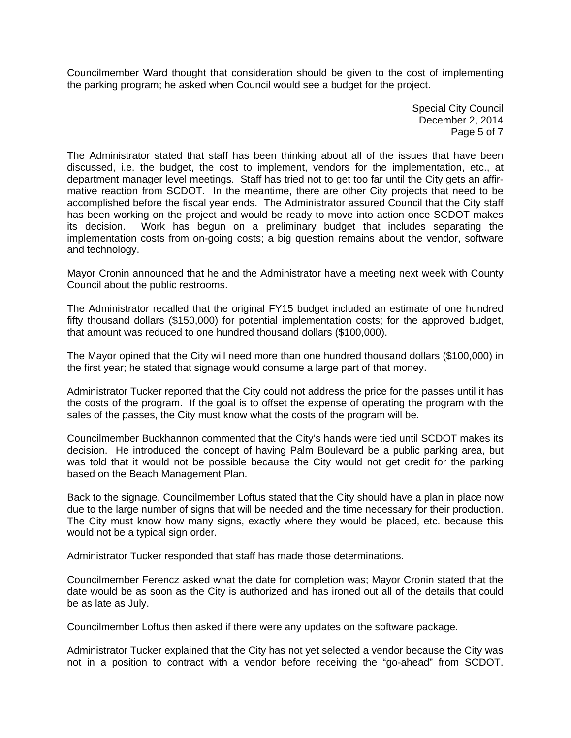Councilmember Ward thought that consideration should be given to the cost of implementing the parking program; he asked when Council would see a budget for the project.

The Administrator stated that staff has been thinking about all of the issues that have been discussed, i.e. the budget, the cost to implement, vendors for the implementation, etc., at department manager level meetings. Staff has tried not to get too far until the City gets an affirmative reaction from SCDOT. In the meantime, there are other City projects that need to be accomplished before the fiscal year ends. The Administrator assured Council that the City staff has been working on the project and would be ready to move into action once SCDOT makes its decision. Work has begun on a preliminary budget that includes separating the implementation costs from on-going costs; a big question remains about the vendor, software and technology.

Mayor Cronin announced that he and the Administrator have a meeting next week with County Council about the public restrooms.

The Administrator recalled that the original FY15 budget included an estimate of one hundred fifty thousand dollars ($150,000) for potential implementation costs; for the approved budget, that amount was reduced to one hundred thousand dollars ($100,000).

The Mayor opined that the City will need more than one hundred thousand dollars ($100,000) in the first year; he stated that signage would consume a large part of that money.

Administrator Tucker reported that the City could not address the price for the passes until it has the costs of the program. If the goal is to offset the expense of operating the program with the sales of the passes, the City must know what the costs of the program will be.

Councilmember Buckhannon commented that the City's hands were tied until SCDOT makes its decision. He introduced the concept of having Palm Boulevard be a public parking area, but was told that it would not be possible because the City would not get credit for the parking based on the Beach Management Plan.

Back to the signage, Councilmember Loftus stated that the City should have a plan in place now due to the large number of signs that will be needed and the time necessary for their production. The City must know how many signs, exactly where they would be placed, etc. because this would not be a typical sign order.

Administrator Tucker responded that staff has made those determinations.

Councilmember Ferencz asked what the date for completion was; Mayor Cronin stated that the date would be as soon as the City is authorized and has ironed out all of the details that could be as late as July.

Councilmember Loftus then asked if there were any updates on the software package.

Administrator Tucker explained that the City has not yet selected a vendor because the City was not in a position to contract with a vendor before receiving the "go-ahead" from SCDOT.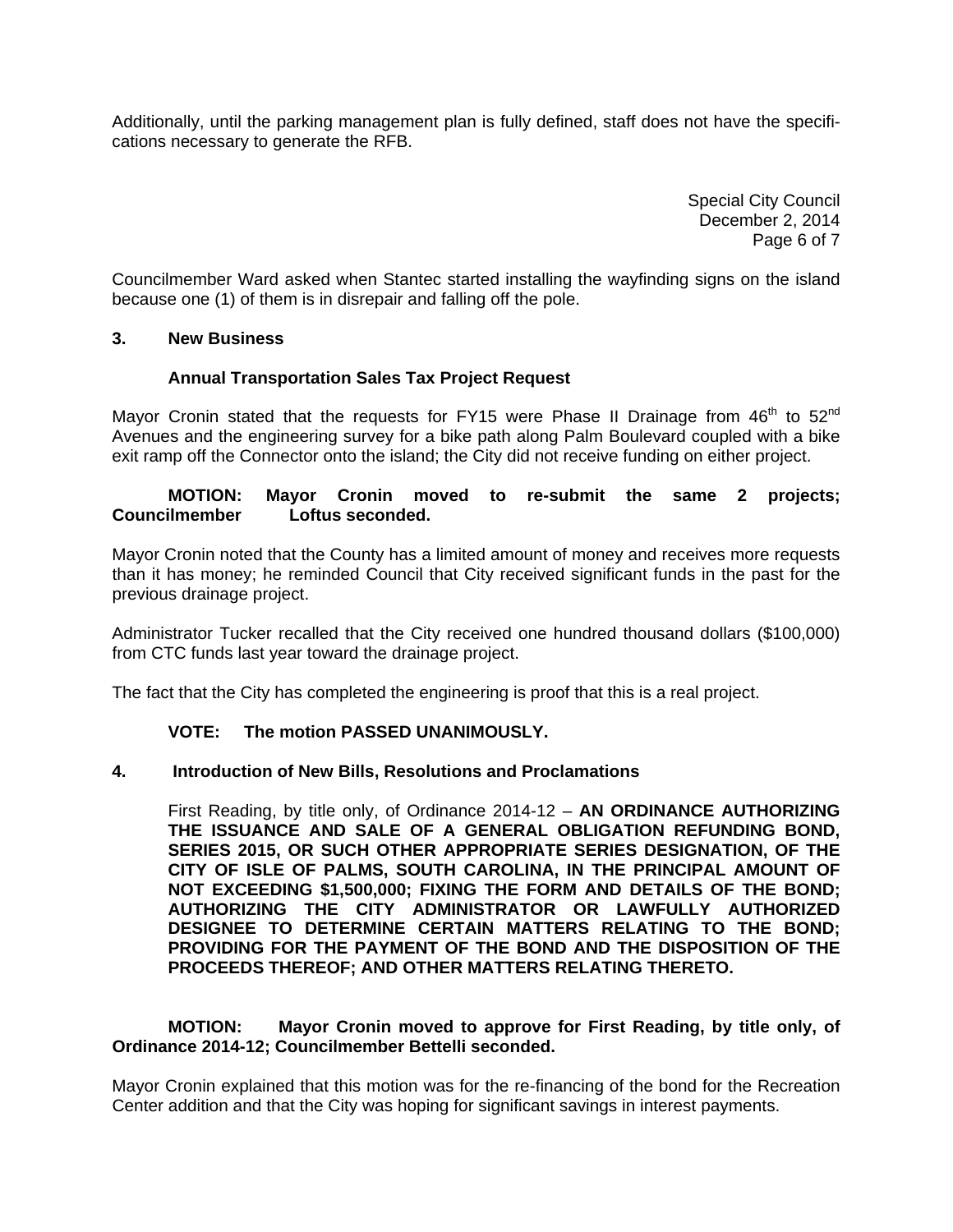Additionally, until the parking management plan is fully defined, staff does not have the specifications necessary to generate the RFB.

Councilmember Ward asked when Stantec started installing the wayfinding signs on the island because one (1) of them is in disrepair and falling off the pole.

**3. New Business**

**Annual Transportation Sales Tax Project Request**

Mayor Cronin stated that the requests for FY15 were Phase II Drainage from 46th to 52nd Avenues and the engineering survey for a bike path along Palm Boulevard coupled with a bike exit ramp off the Connector onto the island; the City did not receive funding on either project.

**MOTION: Mayor Cronin moved to re-submit the same 2 projects; Councilmember Loftus seconded.**

Mayor Cronin noted that the County has a limited amount of money and receives more requests than it has money; he reminded Council that City received significant funds in the past for the previous drainage project.

Administrator Tucker recalled that the City received one hundred thousand dollars ($100,000) from CTC funds last year toward the drainage project.

The fact that the City has completed the engineering is proof that this is a real project.

**VOTE: The motion PASSED UNANIMOUSLY.**

**4. Introduction of New Bills, Resolutions and Proclamations**

First Reading, by title only, of Ordinance 2014-12 – **AN ORDINANCE AUTHORIZING THE ISSUANCE AND SALE OF A GENERAL OBLIGATION REFUNDING BOND, SERIES 2015, OR SUCH OTHER APPROPRIATE SERIES DESIGNATION, OF THE CITY OF ISLE OF PALMS, SOUTH CAROLINA, IN THE PRINCIPAL AMOUNT OF NOT EXCEEDING $1,500,000; FIXING THE FORM AND DETAILS OF THE BOND; AUTHORIZING THE CITY ADMINISTRATOR OR LAWFULLY AUTHORIZED DESIGNEE TO DETERMINE CERTAIN MATTERS RELATING TO THE BOND; PROVIDING FOR THE PAYMENT OF THE BOND AND THE DISPOSITION OF THE PROCEEDS THEREOF; AND OTHER MATTERS RELATING THERETO.**

**MOTION: Mayor Cronin moved to approve for First Reading, by title only, of Ordinance 2014-12; Councilmember Bettelli seconded.**

Mayor Cronin explained that this motion was for the re-financing of the bond for the Recreation Center addition and that the City was hoping for significant savings in interest payments.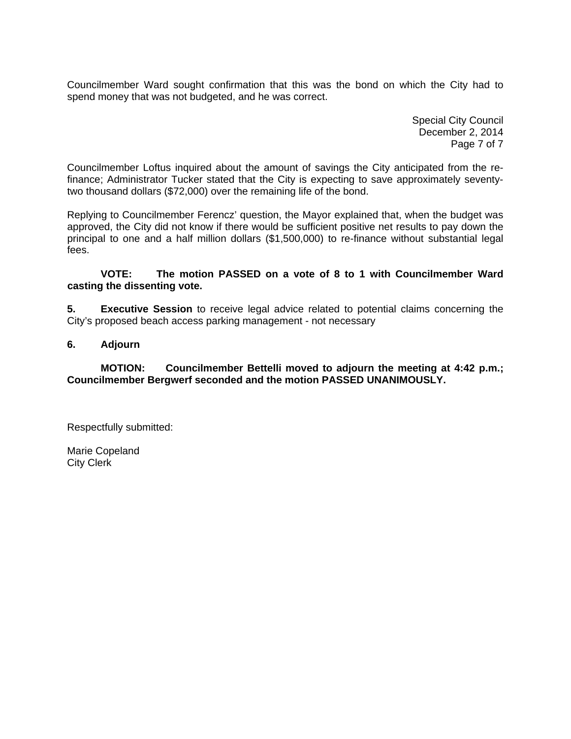Councilmember Ward sought confirmation that this was the bond on which the City had to spend money that was not budgeted, and he was correct.

Councilmember Loftus inquired about the amount of savings the City anticipated from the re-finance; Administrator Tucker stated that the City is expecting to save approximately seventy-two thousand dollars ($72,000) over the remaining life of the bond.

Replying to Councilmember Ferencz' question, the Mayor explained that, when the budget was approved, the City did not know if there would be sufficient positive net results to pay down the principal to one and a half million dollars ($1,500,000) to re-finance without substantial legal fees.

**VOTE: The motion PASSED on a vote of 8 to 1 with Councilmember Ward casting the dissenting vote.**

**5. Executive Session** to receive legal advice related to potential claims concerning the City's proposed beach access parking management - not necessary

**6. Adjourn**

**MOTION: Councilmember Bettelli moved to adjourn the meeting at 4:42 p.m.; Councilmember Bergwerf seconded and the motion PASSED UNANIMOUSLY.**

Respectfully submitted:

Marie Copeland
City Clerk